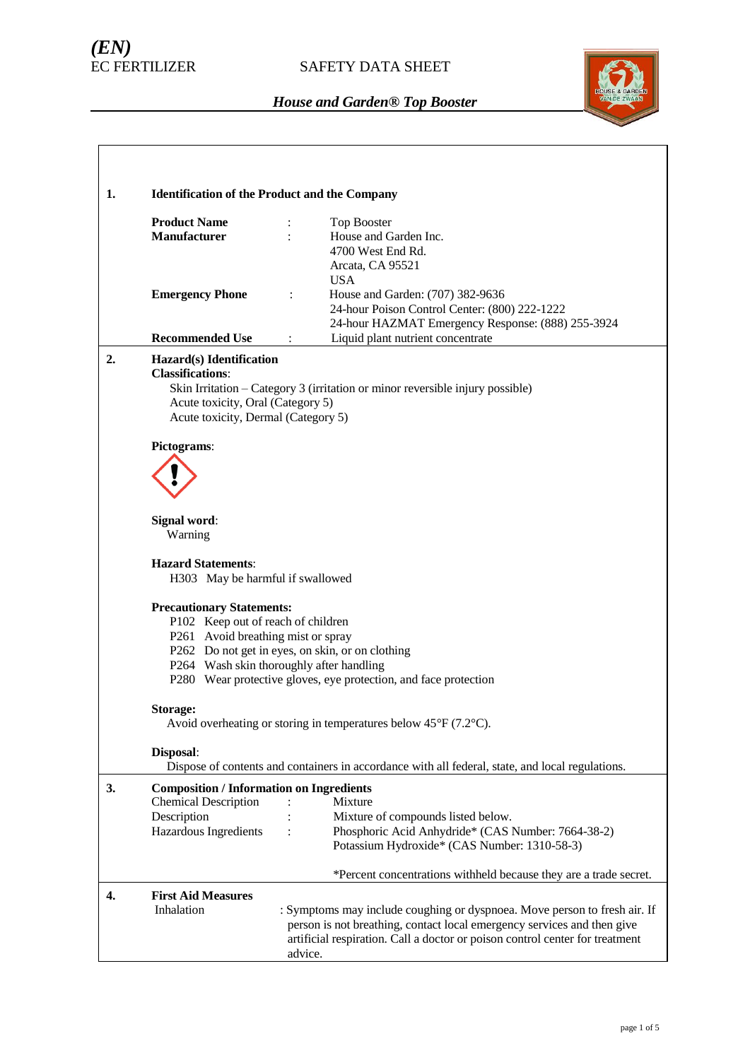*(EN)*
EC FERTILIZER

SAFETY DATA SHEET

***House and Garden® Top Booster***

## 1. Identification of the Product and the Company

| | | |
|---|---|---|
| **Product Name** | : | Top Booster |
| **Manufacturer** | : | House and Garden Inc.<br>4700 West End Rd.<br>Arcata, CA 95521<br>USA |
| **Emergency Phone** | : | House and Garden: (707) 382-9636<br>24-hour Poison Control Center: (800) 222-1222<br>24-hour HAZMAT Emergency Response: (888) 255-3924 |
| **Recommended Use** | : | Liquid plant nutrient concentrate |

## 2. Hazard(s) Identification

**Classifications**:

Skin Irritation – Category 3 (irritation or minor reversible injury possible)
Acute toxicity, Oral (Category 5)
Acute toxicity, Dermal (Category 5)

**Pictograms**:

**Signal word**:
Warning

**Hazard Statements**:
H303 May be harmful if swallowed

**Precautionary Statements:**
P102 Keep out of reach of children
P261 Avoid breathing mist or spray
P262 Do not get in eyes, on skin, or on clothing
P264 Wash skin thoroughly after handling
P280 Wear protective gloves, eye protection, and face protection

**Storage:**
Avoid overheating or storing in temperatures below 45°F (7.2°C).

**Disposal**:
Dispose of contents and containers in accordance with all federal, state, and local regulations.

## 3. Composition / Information on Ingredients

| | | |
|---|---|---|
| Chemical Description | : | Mixture |
| Description | : | Mixture of compounds listed below. |
| Hazardous Ingredients | : | Phosphoric Acid Anhydride* (CAS Number: 7664-38-2)<br>Potassium Hydroxide* (CAS Number: 1310-58-3) |

*Percent concentrations withheld because they are a trade secret.

## 4. First Aid Measures

Inhalation : Symptoms may include coughing or dyspnoea. Move person to fresh air. If person is not breathing, contact local emergency services and then give artificial respiration. Call a doctor or poison control center for treatment advice.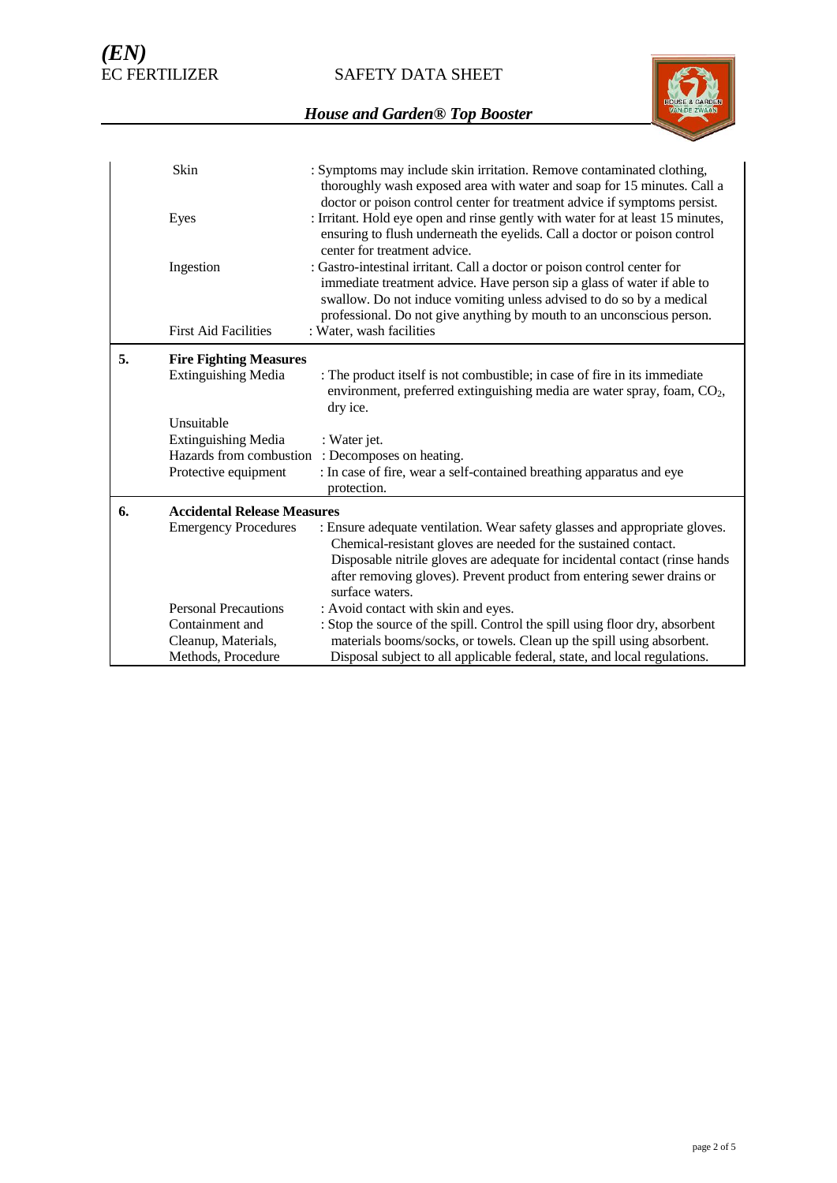| | | |
|---|---|---|
| | Skin | : Symptoms may include skin irritation. Remove contaminated clothing, thoroughly wash exposed area with water and soap for 15 minutes. Call a doctor or poison control center for treatment advice if symptoms persist. |
| | Eyes | : Irritant. Hold eye open and rinse gently with water for at least 15 minutes, ensuring to flush underneath the eyelids. Call a doctor or poison control center for treatment advice. |
| | Ingestion | : Gastro-intestinal irritant. Call a doctor or poison control center for immediate treatment advice. Have person sip a glass of water if able to swallow. Do not induce vomiting unless advised to do so by a medical professional. Do not give anything by mouth to an unconscious person. |
| | First Aid Facilities | : Water, wash facilities |
| **5.** | **Fire Fighting Measures** | |
| | Extinguishing Media | : The product itself is not combustible; in case of fire in its immediate environment, preferred extinguishing media are water spray, foam, $CO_2$, dry ice. |
| | Unsuitable Extinguishing Media | : Water jet. |
| | Hazards from combustion | : Decomposes on heating. |
| | Protective equipment | : In case of fire, wear a self-contained breathing apparatus and eye protection. |
| **6.** | **Accidental Release Measures** | |
| | Emergency Procedures | : Ensure adequate ventilation. Wear safety glasses and appropriate gloves. Chemical-resistant gloves are needed for the sustained contact. Disposable nitrile gloves are adequate for incidental contact (rinse hands after removing gloves). Prevent product from entering sewer drains or surface waters. |
| | Personal Precautions | : Avoid contact with skin and eyes. |
| | Containment and Cleanup, Materials, Methods, Procedure | : Stop the source of the spill. Control the spill using floor dry, absorbent materials booms/socks, or towels. Clean up the spill using absorbent. Disposal subject to all applicable federal, state, and local regulations. |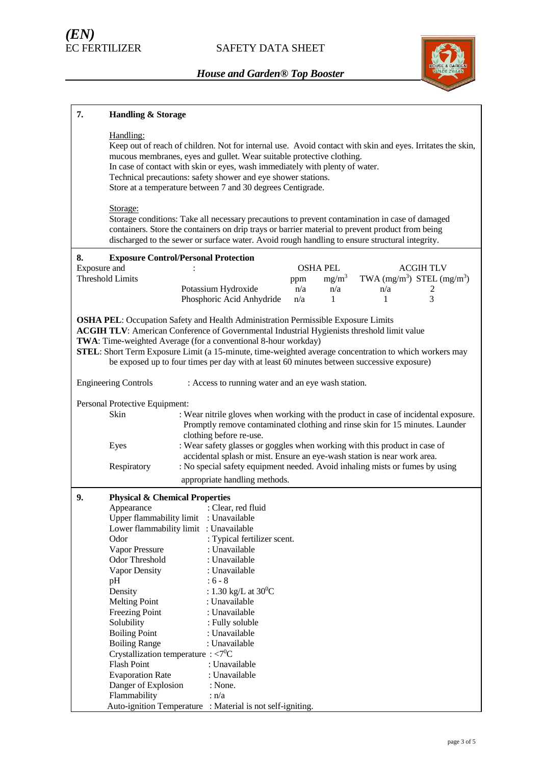## 7. Handling & Storage

Handling:

Keep out of reach of children. Not for internal use. Avoid contact with skin and eyes. Irritates the skin, mucous membranes, eyes and gullet. Wear suitable protective clothing.
In case of contact with skin or eyes, wash immediately with plenty of water.
Technical precautions: safety shower and eye shower stations.
Store at a temperature between 7 and 30 degrees Centigrade.

Storage:

Storage conditions: Take all necessary precautions to prevent contamination in case of damaged containers. Store the containers on drip trays or barrier material to prevent product from being discharged to the sewer or surface water. Avoid rough handling to ensure structural integrity.

## 8. Exposure Control/Personal Protection

| Exposure and Threshold Limits : | | OSHA PEL | | ACGIH TLV | |
|---|---|---|---|---|---|
| | | ppm | $mg/m^3$ | TWA ($mg/m^3$) | STEL ($mg/m^3$) |
| | Potassium Hydroxide | n/a | n/a | n/a | 2 |
| | Phosphoric Acid Anhydride | n/a | 1 | 1 | 3 |

**OSHA PEL**: Occupation Safety and Health Administration Permissible Exposure Limits
**ACGIH TLV**: American Conference of Governmental Industrial Hygienists threshold limit value
**TWA**: Time-weighted Average (for a conventional 8-hour workday)
**STEL**: Short Term Exposure Limit (a 15-minute, time-weighted average concentration to which workers may be exposed up to four times per day with at least 60 minutes between successive exposure)

Engineering Controls : Access to running water and an eye wash station.

Personal Protective Equipment:

- Skin : Wear nitrile gloves when working with the product in case of incidental exposure. Promptly remove contaminated clothing and rinse skin for 15 minutes. Launder clothing before re-use.
- Eyes : Wear safety glasses or goggles when working with this product in case of accidental splash or mist. Ensure an eye-wash station is near work area.
- Respiratory : No special safety equipment needed. Avoid inhaling mists or fumes by using appropriate handling methods.

## 9. Physical & Chemical Properties

| Property | Value |
|---|---|
| Appearance | : Clear, red fluid |
| Upper flammability limit | : Unavailable |
| Lower flammability limit | : Unavailable |
| Odor | : Typical fertilizer scent. |
| Vapor Pressure | : Unavailable |
| Odor Threshold | : Unavailable |
| Vapor Density | : Unavailable |
| pH | : 6 - 8 |
| Density | : 1.30 kg/L at $30^0$C |
| Melting Point | : Unavailable |
| Freezing Point | : Unavailable |
| Solubility | : Fully soluble |
| Boiling Point | : Unavailable |
| Boiling Range | : Unavailable |
| Crystallization temperature | : <$7^0$C |
| Flash Point | : Unavailable |
| Evaporation Rate | : Unavailable |
| Danger of Explosion | : None. |
| Flammability | : n/a |
| Auto-ignition Temperature | : Material is not self-igniting. |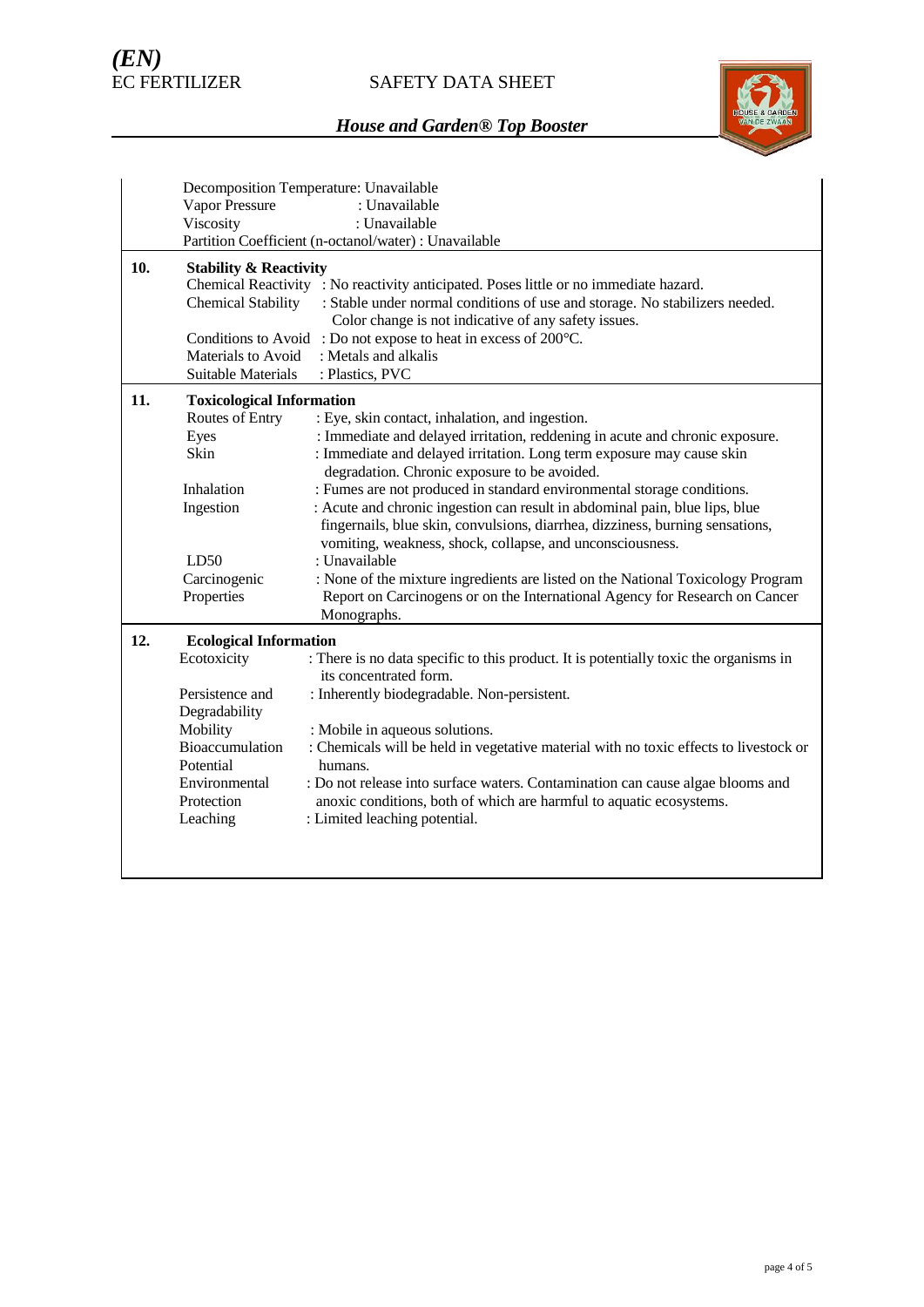Decomposition Temperature: Unavailable
Vapor Pressure : Unavailable
Viscosity : Unavailable
Partition Coefficient (n-octanol/water) : Unavailable

## 10. Stability & Reactivity

| | |
|---|---|
| Chemical Reactivity | : No reactivity anticipated. Poses little or no immediate hazard. |
| Chemical Stability | : Stable under normal conditions of use and storage. No stabilizers needed. Color change is not indicative of any safety issues. |
| Conditions to Avoid | : Do not expose to heat in excess of 200°C. |
| Materials to Avoid | : Metals and alkalis |
| Suitable Materials | : Plastics, PVC |

## 11. Toxicological Information

| | |
|---|---|
| Routes of Entry | : Eye, skin contact, inhalation, and ingestion. |
| Eyes | : Immediate and delayed irritation, reddening in acute and chronic exposure. |
| Skin | : Immediate and delayed irritation. Long term exposure may cause skin degradation. Chronic exposure to be avoided. |
| Inhalation | : Fumes are not produced in standard environmental storage conditions. |
| Ingestion | : Acute and chronic ingestion can result in abdominal pain, blue lips, blue fingernails, blue skin, convulsions, diarrhea, dizziness, burning sensations, vomiting, weakness, shock, collapse, and unconsciousness. |
| LD50 | : Unavailable |
| Carcinogenic Properties | : None of the mixture ingredients are listed on the National Toxicology Program Report on Carcinogens or on the International Agency for Research on Cancer Monographs. |

## 12. Ecological Information

| | |
|---|---|
| Ecotoxicity | : There is no data specific to this product. It is potentially toxic the organisms in its concentrated form. |
| Persistence and Degradability | : Inherently biodegradable. Non-persistent. |
| Mobility | : Mobile in aqueous solutions. |
| Bioaccumulation Potential | : Chemicals will be held in vegetative material with no toxic effects to livestock or humans. |
| Environmental Protection | : Do not release into surface waters. Contamination can cause algae blooms and anoxic conditions, both of which are harmful to aquatic ecosystems. |
| Leaching | : Limited leaching potential. |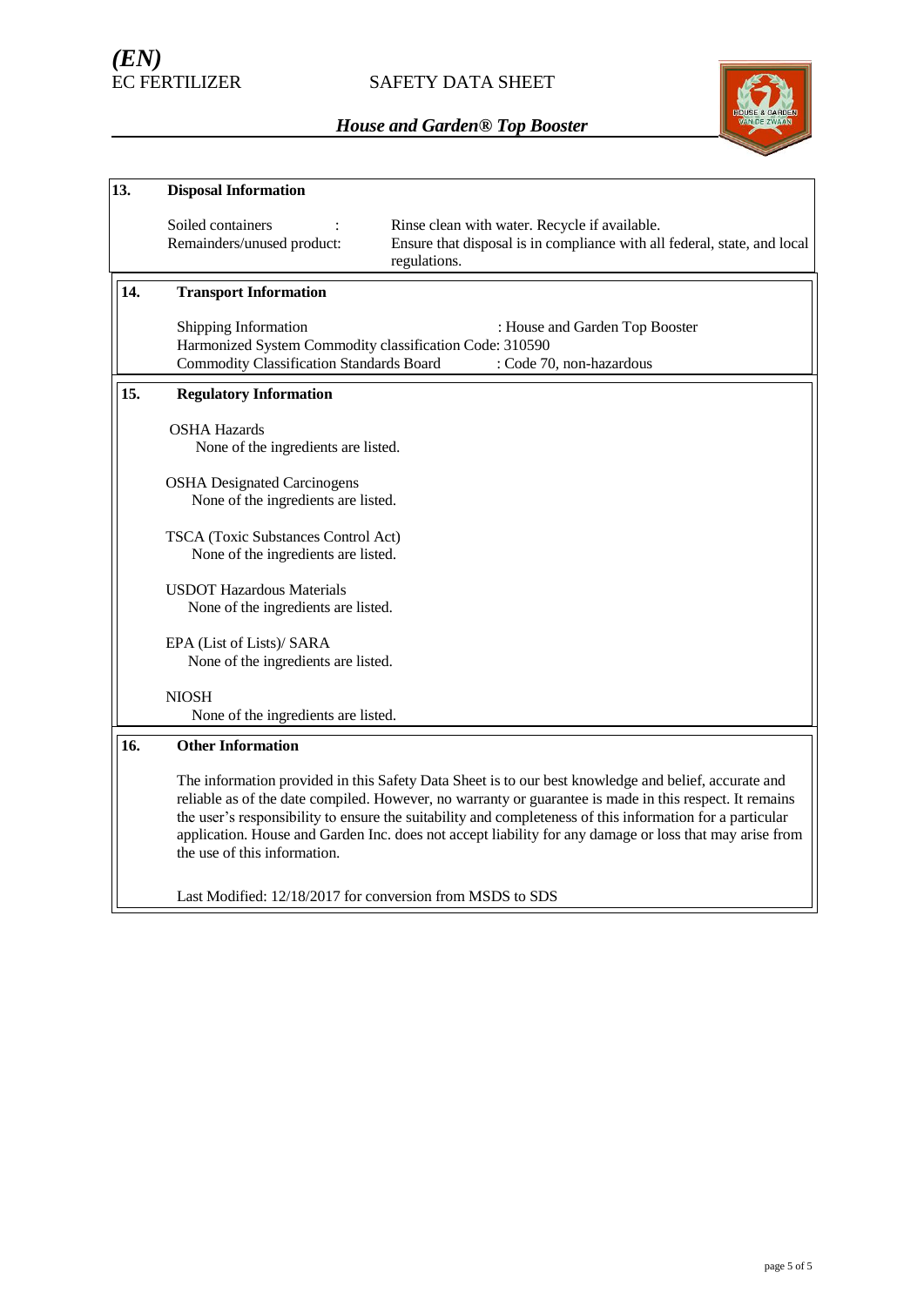## 13. Disposal Information

| | |
|---|---|
| Soiled containers : | Rinse clean with water. Recycle if available. |
| Remainders/unused product: | Ensure that disposal is in compliance with all federal, state, and local regulations. |

## 14. Transport Information

Shipping Information : House and Garden Top Booster
Harmonized System Commodity classification Code: 310590
Commodity Classification Standards Board : Code 70, non-hazardous

## 15. Regulatory Information

OSHA Hazards
None of the ingredients are listed.

OSHA Designated Carcinogens
None of the ingredients are listed.

TSCA (Toxic Substances Control Act)
None of the ingredients are listed.

USDOT Hazardous Materials
None of the ingredients are listed.

EPA (List of Lists)/ SARA
None of the ingredients are listed.

NIOSH
None of the ingredients are listed.

## 16. Other Information

The information provided in this Safety Data Sheet is to our best knowledge and belief, accurate and reliable as of the date compiled. However, no warranty or guarantee is made in this respect. It remains the user's responsibility to ensure the suitability and completeness of this information for a particular application. House and Garden Inc. does not accept liability for any damage or loss that may arise from the use of this information.

Last Modified: 12/18/2017 for conversion from MSDS to SDS